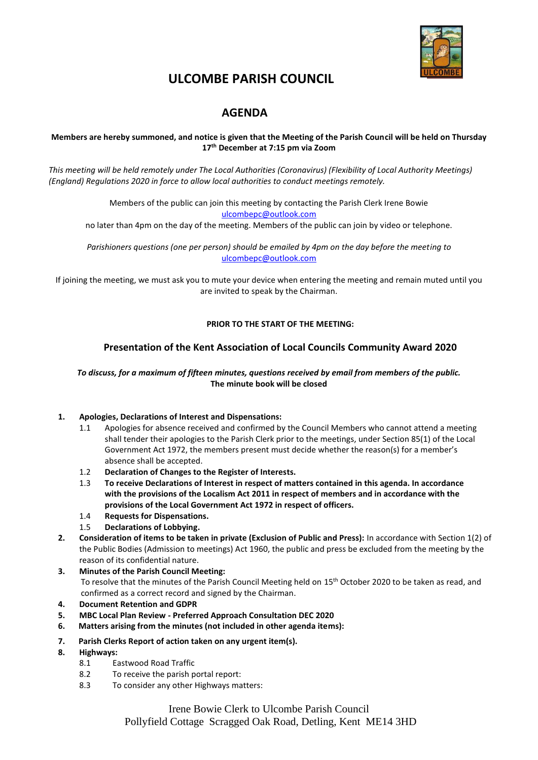# ULCOMBE PARISH COUNCIL

## AGENDA

**Members are hereby summoned, and notice is given that the Meeting of the Parish Council will be held on Thursday 17th December at 7:15 pm via Zoom**

*This meeting will be held remotely under The Local Authorities (Coronavirus) (Flexibility of Local Authority Meetings) (England) Regulations 2020 in force to allow local authorities to conduct meetings remotely.*

Members of the public can join this meeting by contacting the Parish Clerk Irene Bowie
ulcombepc@outlook.com
no later than 4pm on the day of the meeting. Members of the public can join by video or telephone.

*Parishioners questions (one per person) should be emailed by 4pm on the day before the meeting to* ulcombepc@outlook.com

If joining the meeting, we must ask you to mute your device when entering the meeting and remain muted until you are invited to speak by the Chairman.

**PRIOR TO THE START OF THE MEETING:**

### Presentation of the Kent Association of Local Councils Community Award 2020

***To discuss, for a maximum of fifteen minutes, questions received by email from members of the public.***
**The minute book will be closed**

1. **Apologies, Declarations of Interest and Dispensations:**
   - 1.1 Apologies for absence received and confirmed by the Council Members who cannot attend a meeting shall tender their apologies to the Parish Clerk prior to the meetings, under Section 85(1) of the Local Government Act 1972, the members present must decide whether the reason(s) for a member's absence shall be accepted.
   - 1.2 **Declaration of Changes to the Register of Interests.**
   - 1.3 **To receive Declarations of Interest in respect of matters contained in this agenda. In accordance with the provisions of the Localism Act 2011 in respect of members and in accordance with the provisions of the Local Government Act 1972 in respect of officers.**
   - 1.4 **Requests for Dispensations.**
   - 1.5 **Declarations of Lobbying.**
2. **Consideration of items to be taken in private (Exclusion of Public and Press):** In accordance with Section 1(2) of the Public Bodies (Admission to meetings) Act 1960, the public and press be excluded from the meeting by the reason of its confidential nature.
3. **Minutes of the Parish Council Meeting:**
   To resolve that the minutes of the Parish Council Meeting held on 15th October 2020 to be taken as read, and confirmed as a correct record and signed by the Chairman.
4. **Document Retention and GDPR**
5. **MBC Local Plan Review - Preferred Approach Consultation DEC 2020**
6. **Matters arising from the minutes (not included in other agenda items):**
7. **Parish Clerks Report of action taken on any urgent item(s).**
8. **Highways:**
   - 8.1 Eastwood Road Traffic
   - 8.2 To receive the parish portal report:
   - 8.3 To consider any other Highways matters:

Irene Bowie Clerk to Ulcombe Parish Council
Pollyfield Cottage Scragged Oak Road, Detling, Kent ME14 3HD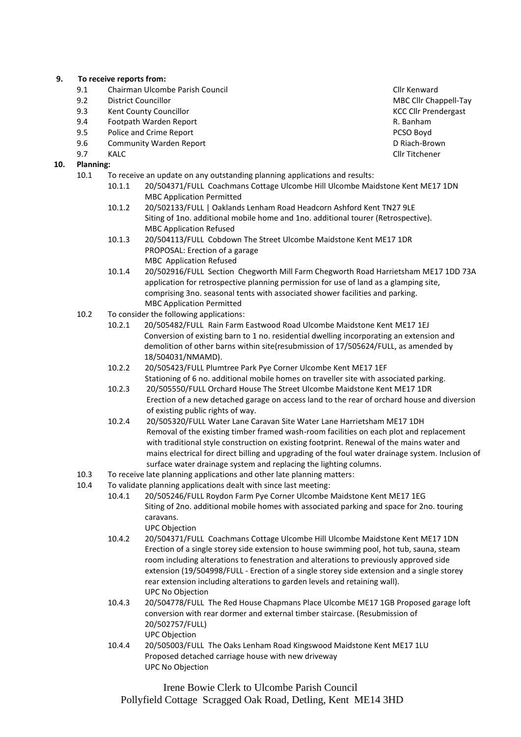**9. To receive reports from:**

| | | |
|---|---|---|
| 9.1 | Chairman Ulcombe Parish Council | Cllr Kenward |
| 9.2 | District Councillor | MBC Cllr Chappell-Tay |
| 9.3 | Kent County Councillor | KCC Cllr Prendergast |
| 9.4 | Footpath Warden Report | R. Banham |
| 9.5 | Police and Crime Report | PCSO Boyd |
| 9.6 | Community Warden Report | D Riach-Brown |
| 9.7 | KALC | Cllr Titchener |

**10. Planning:**

10.1 To receive an update on any outstanding planning applications and results:

- 10.1.1 20/504371/FULL Coachmans Cottage Ulcombe Hill Ulcombe Maidstone Kent ME17 1DN
  MBC Application Permitted
- 10.1.2 20/502133/FULL | Oaklands Lenham Road Headcorn Ashford Kent TN27 9LE
  Siting of 1no. additional mobile home and 1no. additional tourer (Retrospective).
  MBC Application Refused
- 10.1.3 20/504113/FULL Cobdown The Street Ulcombe Maidstone Kent ME17 1DR
  PROPOSAL: Erection of a garage
  MBC Application Refused
- 10.1.4 20/502916/FULL Section Chegworth Mill Farm Chegworth Road Harrietsham ME17 1DD 73A application for retrospective planning permission for use of land as a glamping site, comprising 3no. seasonal tents with associated shower facilities and parking.
  MBC Application Permitted

10.2 To consider the following applications:

- 10.2.1 20/505482/FULL Rain Farm Eastwood Road Ulcombe Maidstone Kent ME17 1EJ
  Conversion of existing barn to 1 no. residential dwelling incorporating an extension and demolition of other barns within site(resubmission of 17/505624/FULL, as amended by 18/504031/NMAMD).
- 10.2.2 20/505423/FULL Plumtree Park Pye Corner Ulcombe Kent ME17 1EF
  Stationing of 6 no. additional mobile homes on traveller site with associated parking.
- 10.2.3 20/505550/FULL Orchard House The Street Ulcombe Maidstone Kent ME17 1DR
  Erection of a new detached garage on access land to the rear of orchard house and diversion of existing public rights of way.
- 10.2.4 20/505320/FULL Water Lane Caravan Site Water Lane Harrietsham ME17 1DH
  Removal of the existing timber framed wash-room facilities on each plot and replacement with traditional style construction on existing footprint. Renewal of the mains water and mains electrical for direct billing and upgrading of the foul water drainage system. Inclusion of surface water drainage system and replacing the lighting columns.

10.3 To receive late planning applications and other late planning matters:

10.4 To validate planning applications dealt with since last meeting:

- 10.4.1 20/505246/FULL Roydon Farm Pye Corner Ulcombe Maidstone Kent ME17 1EG
  Siting of 2no. additional mobile homes with associated parking and space for 2no. touring caravans.
  UPC Objection
- 10.4.2 20/504371/FULL Coachmans Cottage Ulcombe Hill Ulcombe Maidstone Kent ME17 1DN
  Erection of a single storey side extension to house swimming pool, hot tub, sauna, steam room including alterations to fenestration and alterations to previously approved side extension (19/504998/FULL - Erection of a single storey side extension and a single storey rear extension including alterations to garden levels and retaining wall).
  UPC No Objection
- 10.4.3 20/504778/FULL The Red House Chapmans Place Ulcombe ME17 1GB Proposed garage loft conversion with rear dormer and external timber staircase. (Resubmission of 20/502757/FULL)
  UPC Objection
- 10.4.4 20/505003/FULL The Oaks Lenham Road Kingswood Maidstone Kent ME17 1LU
  Proposed detached carriage house with new driveway
  UPC No Objection

Irene Bowie Clerk to Ulcombe Parish Council
Pollyfield Cottage Scragged Oak Road, Detling, Kent ME14 3HD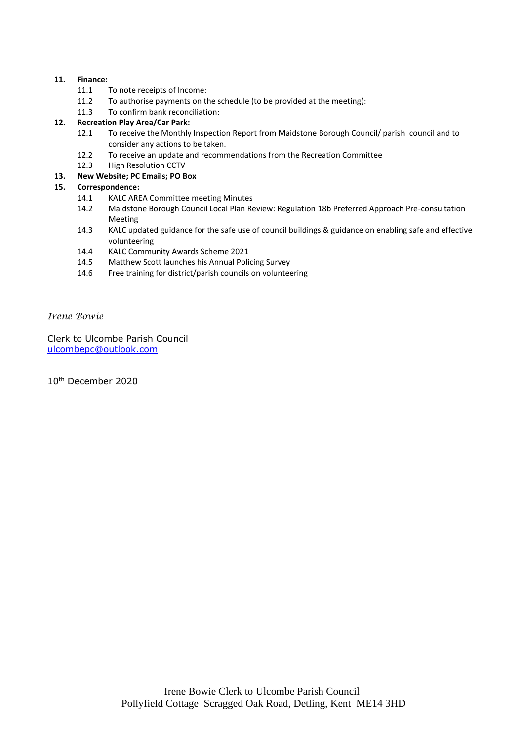**11. Finance:**

- 11.1 To note receipts of Income:
- 11.2 To authorise payments on the schedule (to be provided at the meeting):
- 11.3 To confirm bank reconciliation:

**12. Recreation Play Area/Car Park:**

- 12.1 To receive the Monthly Inspection Report from Maidstone Borough Council/ parish council and to consider any actions to be taken.
- 12.2 To receive an update and recommendations from the Recreation Committee
- 12.3 High Resolution CCTV

**13. New Website; PC Emails; PO Box**

**15. Correspondence:**

- 14.1 KALC AREA Committee meeting Minutes
- 14.2 Maidstone Borough Council Local Plan Review: Regulation 18b Preferred Approach Pre-consultation Meeting
- 14.3 KALC updated guidance for the safe use of council buildings & guidance on enabling safe and effective volunteering
- 14.4 KALC Community Awards Scheme 2021
- 14.5 Matthew Scott launches his Annual Policing Survey
- 14.6 Free training for district/parish councils on volunteering

*Irene Bowie*

Clerk to Ulcombe Parish Council
ulcombepc@outlook.com

10th December 2020

Irene Bowie Clerk to Ulcombe Parish Council
Pollyfield Cottage Scragged Oak Road, Detling, Kent ME14 3HD